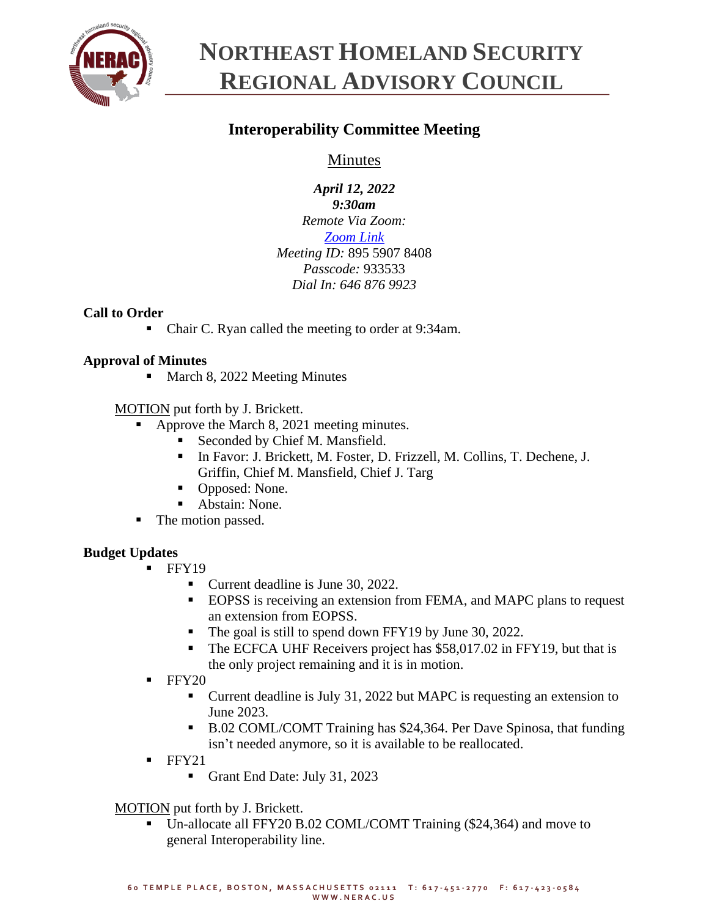# Northeast Homeland Security Regional Advisory Council

## Interoperability Committee Meeting

Minutes

***April 12, 2022***
***9:30am***
*Remote Via Zoom:*
[Zoom Link]()
*Meeting ID:* 895 5907 8408
*Passcode:* 933533
*Dial In: 646 876 9923*

**Call to Order**

- Chair C. Ryan called the meeting to order at 9:34am.

**Approval of Minutes**

- March 8, 2022 Meeting Minutes

MOTION put forth by J. Brickett.

- Approve the March 8, 2021 meeting minutes.
    - Seconded by Chief M. Mansfield.
    - In Favor: J. Brickett, M. Foster, D. Frizzell, M. Collins, T. Dechene, J. Griffin, Chief M. Mansfield, Chief J. Targ
    - Opposed: None.
    - Abstain: None.
- The motion passed.

**Budget Updates**

- FFY19
    - Current deadline is June 30, 2022.
    - EOPSS is receiving an extension from FEMA, and MAPC plans to request an extension from EOPSS.
    - The goal is still to spend down FFY19 by June 30, 2022.
    - The ECFCA UHF Receivers project has $58,017.02 in FFY19, but that is the only project remaining and it is in motion.
- FFY20
    - Current deadline is July 31, 2022 but MAPC is requesting an extension to June 2023.
    - B.02 COML/COMT Training has $24,364. Per Dave Spinosa, that funding isn't needed anymore, so it is available to be reallocated.
- FFY21
    - Grant End Date: July 31, 2023

MOTION put forth by J. Brickett.

- Un-allocate all FFY20 B.02 COML/COMT Training ($24,364) and move to general Interoperability line.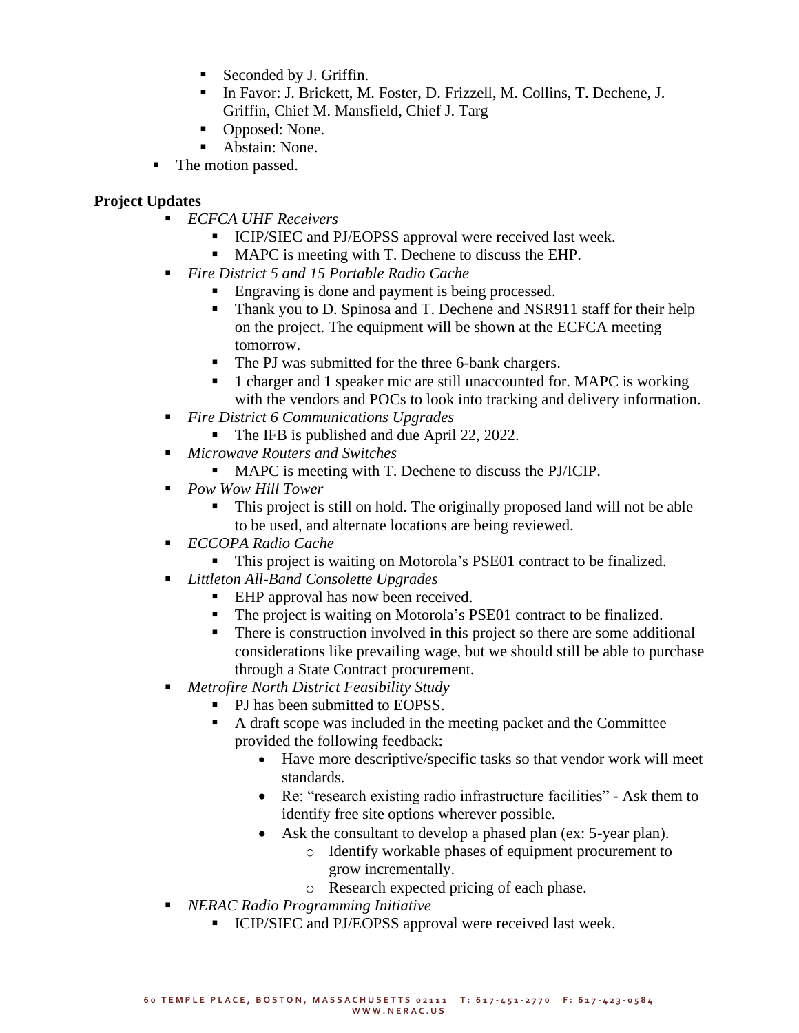- Seconded by J. Griffin.
- In Favor: J. Brickett, M. Foster, D. Frizzell, M. Collins, T. Dechene, J. Griffin, Chief M. Mansfield, Chief J. Targ
- Opposed: None.
- Abstain: None.

- The motion passed.

**Project Updates**

- *ECFCA UHF Receivers*
    - ICIP/SIEC and PJ/EOPSS approval were received last week.
    - MAPC is meeting with T. Dechene to discuss the EHP.
- *Fire District 5 and 15 Portable Radio Cache*
    - Engraving is done and payment is being processed.
    - Thank you to D. Spinosa and T. Dechene and NSR911 staff for their help on the project. The equipment will be shown at the ECFCA meeting tomorrow.
    - The PJ was submitted for the three 6-bank chargers.
    - 1 charger and 1 speaker mic are still unaccounted for. MAPC is working with the vendors and POCs to look into tracking and delivery information.
- *Fire District 6 Communications Upgrades*
    - The IFB is published and due April 22, 2022.
- *Microwave Routers and Switches*
    - MAPC is meeting with T. Dechene to discuss the PJ/ICIP.
- *Pow Wow Hill Tower*
    - This project is still on hold. The originally proposed land will not be able to be used, and alternate locations are being reviewed.
- *ECCOPA Radio Cache*
    - This project is waiting on Motorola's PSE01 contract to be finalized.
- *Littleton All-Band Consolette Upgrades*
    - EHP approval has now been received.
    - The project is waiting on Motorola's PSE01 contract to be finalized.
    - There is construction involved in this project so there are some additional considerations like prevailing wage, but we should still be able to purchase through a State Contract procurement.
- *Metrofire North District Feasibility Study*
    - PJ has been submitted to EOPSS.
    - A draft scope was included in the meeting packet and the Committee provided the following feedback:
        - Have more descriptive/specific tasks so that vendor work will meet standards.
        - Re: "research existing radio infrastructure facilities" - Ask them to identify free site options wherever possible.
        - Ask the consultant to develop a phased plan (ex: 5-year plan).
            - Identify workable phases of equipment procurement to grow incrementally.
            - Research expected pricing of each phase.
- *NERAC Radio Programming Initiative*
    - ICIP/SIEC and PJ/EOPSS approval were received last week.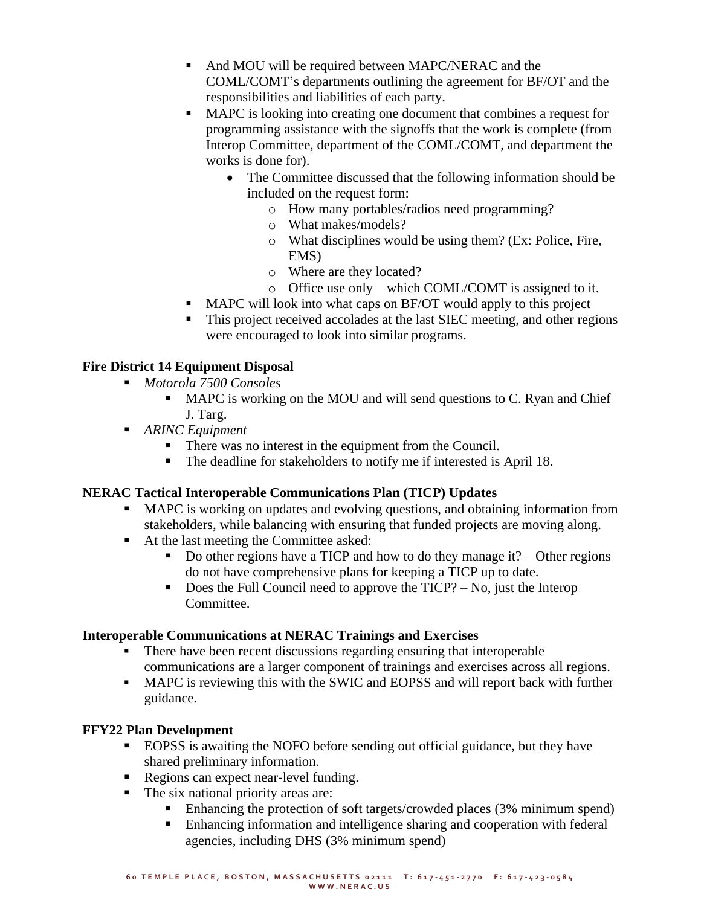- And MOU will be required between MAPC/NERAC and the COML/COMT's departments outlining the agreement for BF/OT and the responsibilities and liabilities of each party.
- MAPC is looking into creating one document that combines a request for programming assistance with the signoffs that the work is complete (from Interop Committee, department of the COML/COMT, and department the works is done for).
  - The Committee discussed that the following information should be included on the request form:
    - How many portables/radios need programming?
    - What makes/models?
    - What disciplines would be using them? (Ex: Police, Fire, EMS)
    - Where are they located?
    - Office use only – which COML/COMT is assigned to it.
- MAPC will look into what caps on BF/OT would apply to this project
- This project received accolades at the last SIEC meeting, and other regions were encouraged to look into similar programs.

**Fire District 14 Equipment Disposal**

- *Motorola 7500 Consoles*
  - MAPC is working on the MOU and will send questions to C. Ryan and Chief J. Targ.
- *ARINC Equipment*
  - There was no interest in the equipment from the Council.
  - The deadline for stakeholders to notify me if interested is April 18.

**NERAC Tactical Interoperable Communications Plan (TICP) Updates**

- MAPC is working on updates and evolving questions, and obtaining information from stakeholders, while balancing with ensuring that funded projects are moving along.
- At the last meeting the Committee asked:
  - Do other regions have a TICP and how to do they manage it? – Other regions do not have comprehensive plans for keeping a TICP up to date.
  - Does the Full Council need to approve the TICP? – No, just the Interop Committee.

**Interoperable Communications at NERAC Trainings and Exercises**

- There have been recent discussions regarding ensuring that interoperable communications are a larger component of trainings and exercises across all regions.
- MAPC is reviewing this with the SWIC and EOPSS and will report back with further guidance.

**FFY22 Plan Development**

- EOPSS is awaiting the NOFO before sending out official guidance, but they have shared preliminary information.
- Regions can expect near-level funding.
- The six national priority areas are:
  - Enhancing the protection of soft targets/crowded places (3% minimum spend)
  - Enhancing information and intelligence sharing and cooperation with federal agencies, including DHS (3% minimum spend)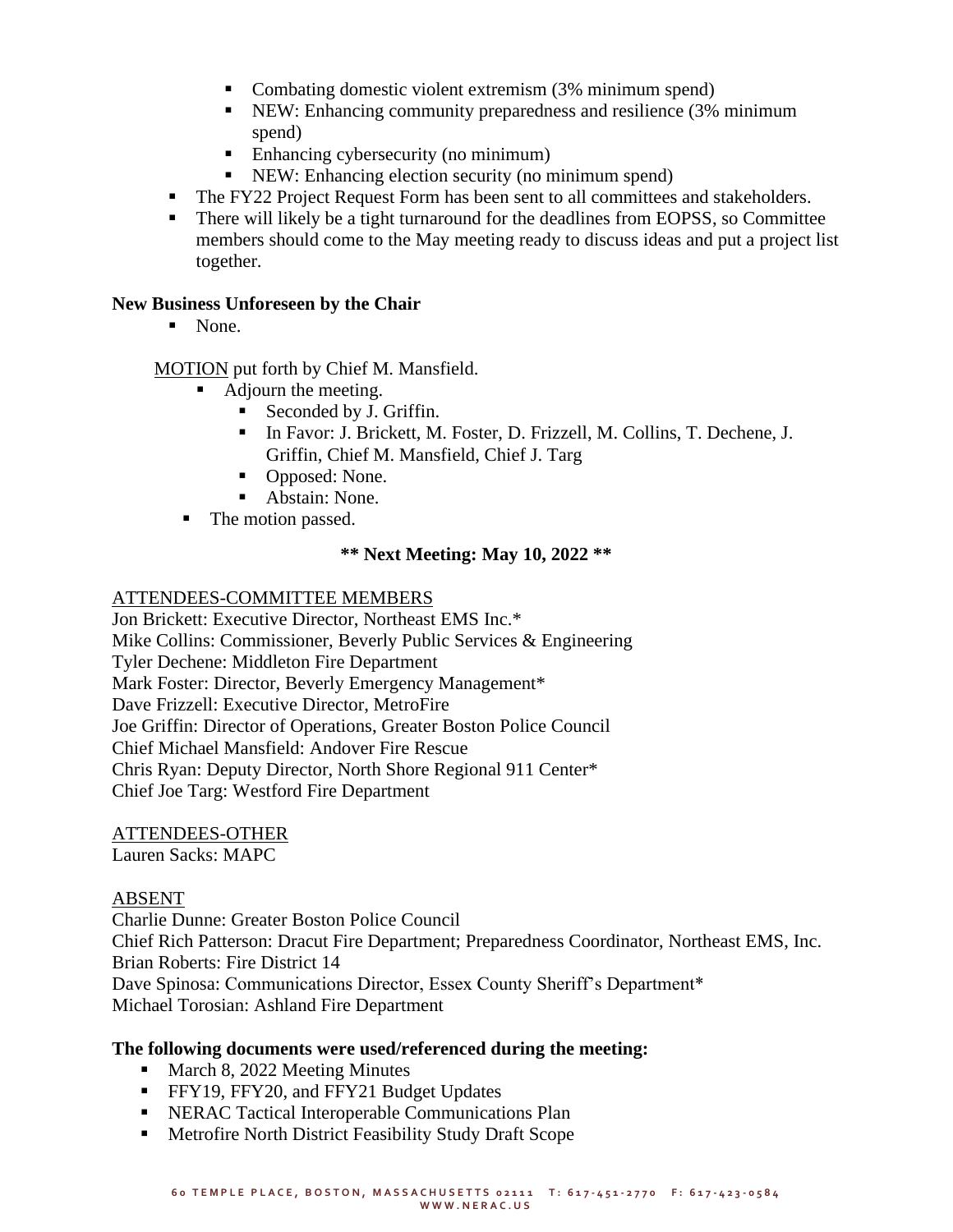- Combating domestic violent extremism (3% minimum spend)
- NEW: Enhancing community preparedness and resilience (3% minimum spend)
- Enhancing cybersecurity (no minimum)
- NEW: Enhancing election security (no minimum spend)

- The FY22 Project Request Form has been sent to all committees and stakeholders.
- There will likely be a tight turnaround for the deadlines from EOPSS, so Committee members should come to the May meeting ready to discuss ideas and put a project list together.

**New Business Unforeseen by the Chair**

- None.

MOTION put forth by Chief M. Mansfield.

- Adjourn the meeting.
  - Seconded by J. Griffin.
  - In Favor: J. Brickett, M. Foster, D. Frizzell, M. Collins, T. Dechene, J. Griffin, Chief M. Mansfield, Chief J. Targ
  - Opposed: None.
  - Abstain: None.
- The motion passed.

**\*\* Next Meeting: May 10, 2022 \*\***

ATTENDEES-COMMITTEE MEMBERS

Jon Brickett: Executive Director, Northeast EMS Inc.*
Mike Collins: Commissioner, Beverly Public Services & Engineering
Tyler Dechene: Middleton Fire Department
Mark Foster: Director, Beverly Emergency Management*
Dave Frizzell: Executive Director, MetroFire
Joe Griffin: Director of Operations, Greater Boston Police Council
Chief Michael Mansfield: Andover Fire Rescue
Chris Ryan: Deputy Director, North Shore Regional 911 Center*
Chief Joe Targ: Westford Fire Department

ATTENDEES-OTHER

Lauren Sacks: MAPC

ABSENT

Charlie Dunne: Greater Boston Police Council
Chief Rich Patterson: Dracut Fire Department; Preparedness Coordinator, Northeast EMS, Inc.
Brian Roberts: Fire District 14
Dave Spinosa: Communications Director, Essex County Sheriff's Department*
Michael Torosian: Ashland Fire Department

**The following documents were used/referenced during the meeting:**

- March 8, 2022 Meeting Minutes
- FFY19, FFY20, and FFY21 Budget Updates
- NERAC Tactical Interoperable Communications Plan
- Metrofire North District Feasibility Study Draft Scope